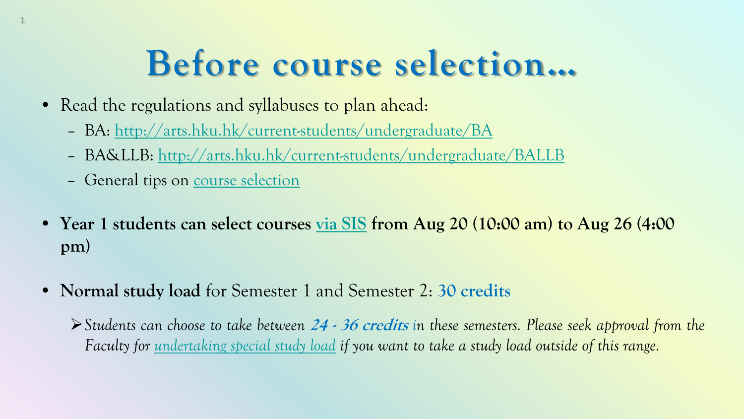# Before course selection...

- Read the regulations and syllabuses to plan ahead:
  - BA: http://arts.hku.hk/current-students/undergraduate/BA
  - BA&LLB: http://arts.hku.hk/current-students/undergraduate/BALLB
  - General tips on course selection

- **Year 1 students can select courses via SIS from Aug 20 (10:00 am) to Aug 26 (4:00 pm)**

- **Normal study load** for Semester 1 and Semester 2: **30 credits**

  - *Students can choose to take between* ***24 - 36 credits*** *in these semesters. Please seek approval from the Faculty for undertaking special study load if you want to take a study load outside of this range.*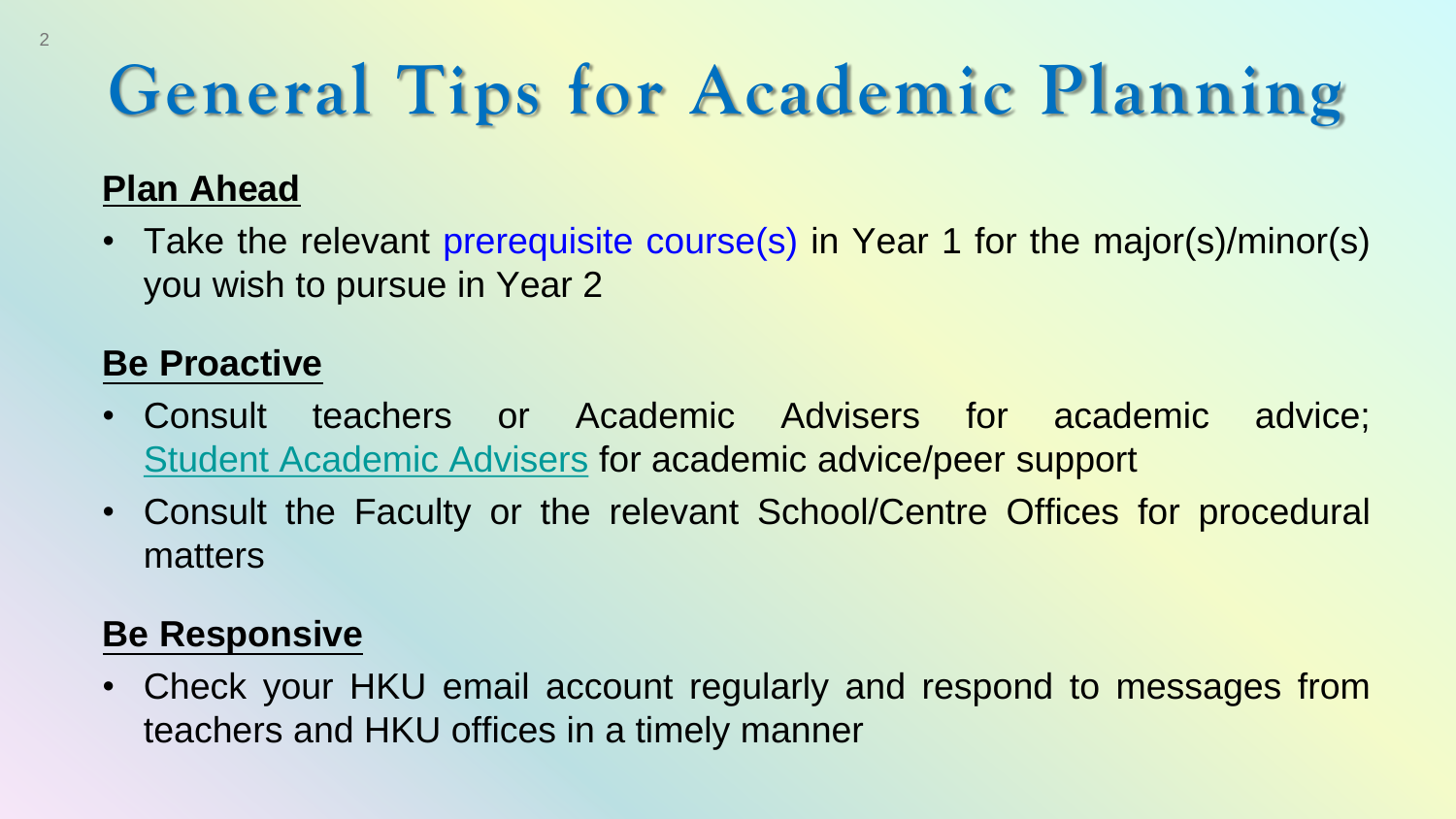# General Tips for Academic Planning

## Plan Ahead

- Take the relevant prerequisite course(s) in Year 1 for the major(s)/minor(s) you wish to pursue in Year 2

## Be Proactive

- Consult teachers or Academic Advisers for academic advice; Student Academic Advisers for academic advice/peer support
- Consult the Faculty or the relevant School/Centre Offices for procedural matters

## Be Responsive

- Check your HKU email account regularly and respond to messages from teachers and HKU offices in a timely manner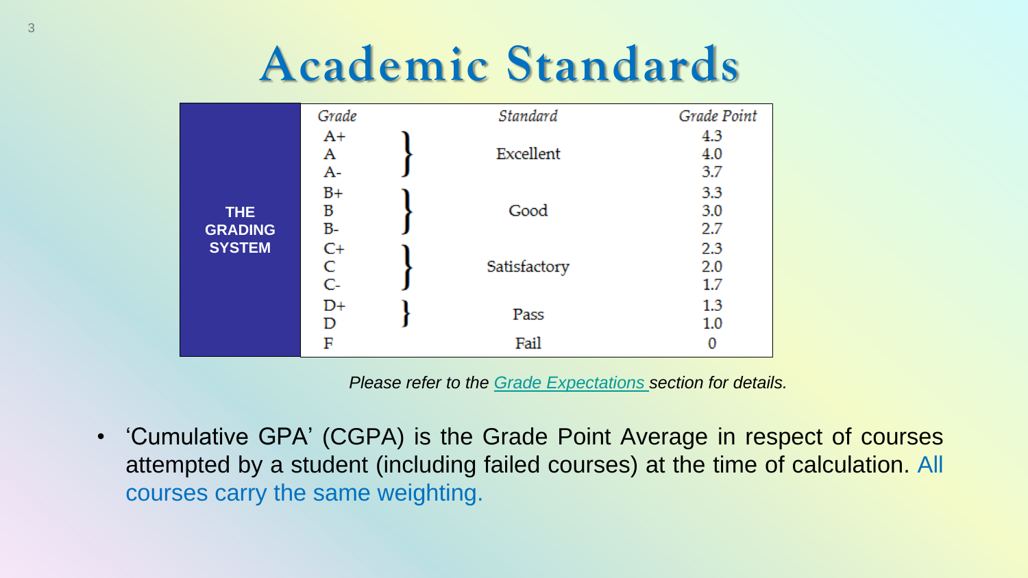# Academic Standards

**THE GRADING SYSTEM**

| Grade | Standard | Grade Point |
|---|---|---|
| A+ | Excellent | 4.3 |
| A | | 4.0 |
| A- | | 3.7 |
| B+ | Good | 3.3 |
| B | | 3.0 |
| B- | | 2.7 |
| C+ | Satisfactory | 2.3 |
| C | | 2.0 |
| C- | | 1.7 |
| D+ | Pass | 1.3 |
| D | | 1.0 |
| F | Fail | 0 |

*Please refer to the Grade Expectations section for details.*

- 'Cumulative GPA' (CGPA) is the Grade Point Average in respect of courses attempted by a student (including failed courses) at the time of calculation. All courses carry the same weighting.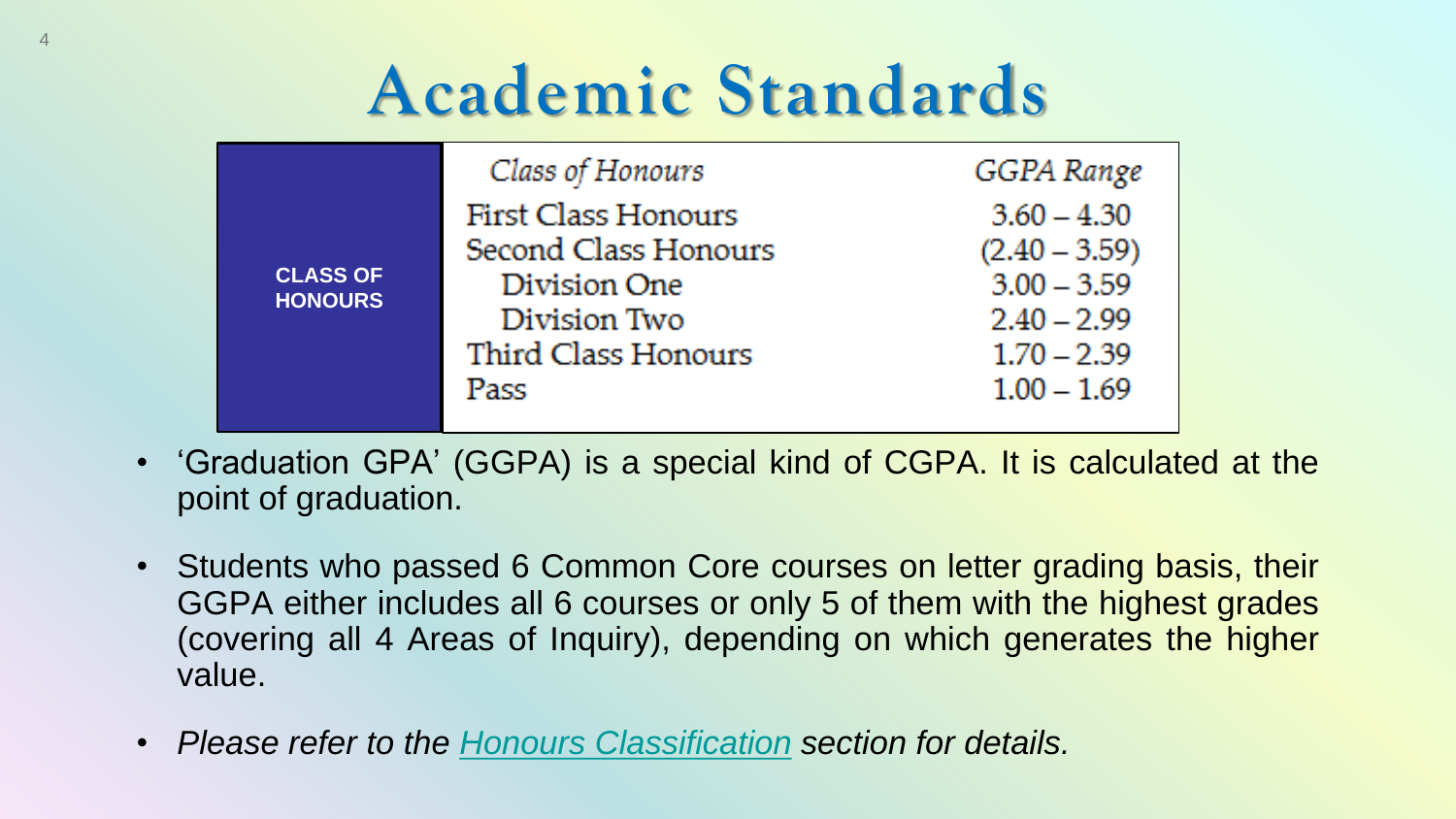# Academic Standards

| CLASS OF HONOURS | *Class of Honours* | *GGPA Range* |
|---|---|---|
| | First Class Honours | 3.60 – 4.30 |
| | Second Class Honours | (2.40 – 3.59) |
| | Division One | 3.00 – 3.59 |
| | Division Two | 2.40 – 2.99 |
| | Third Class Honours | 1.70 – 2.39 |
| | Pass | 1.00 – 1.69 |

- 'Graduation GPA' (GGPA) is a special kind of CGPA. It is calculated at the point of graduation.
- Students who passed 6 Common Core courses on letter grading basis, their GGPA either includes all 6 courses or only 5 of them with the highest grades (covering all 4 Areas of Inquiry), depending on which generates the higher value.
- *Please refer to the [Honours Classification] section for details.*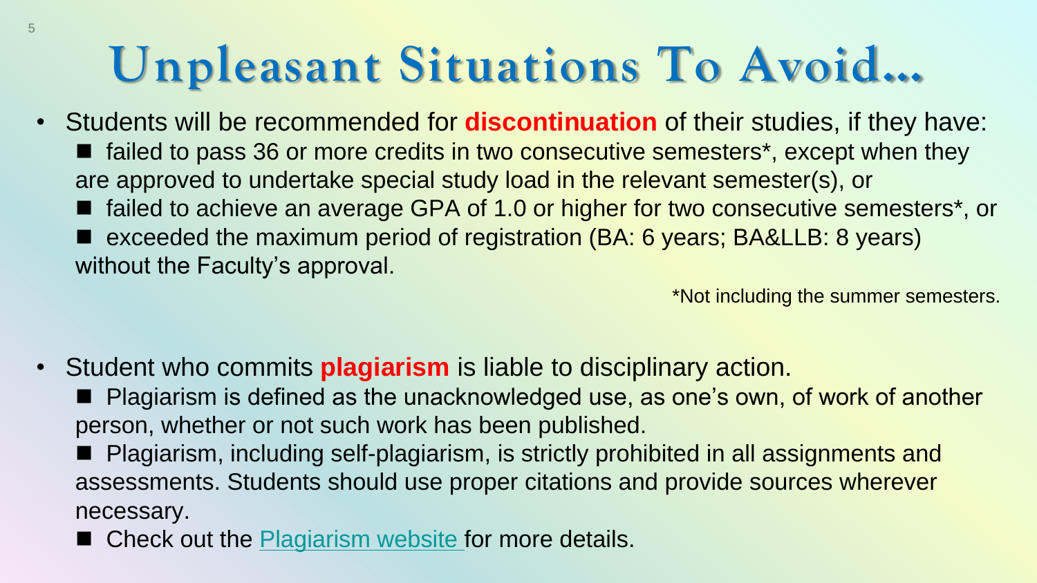# Unpleasant Situations To Avoid…

- Students will be recommended for **discontinuation** of their studies, if they have:
  - failed to pass 36 or more credits in two consecutive semesters*, except when they are approved to undertake special study load in the relevant semester(s), or
  - failed to achieve an average GPA of 1.0 or higher for two consecutive semesters*, or
  - exceeded the maximum period of registration (BA: 6 years; BA&LLB: 8 years) without the Faculty's approval.

*Not including the summer semesters.

- Student who commits **plagiarism** is liable to disciplinary action.
  - Plagiarism is defined as the unacknowledged use, as one's own, of work of another person, whether or not such work has been published.
  - Plagiarism, including self-plagiarism, is strictly prohibited in all assignments and assessments. Students should use proper citations and provide sources wherever necessary.
  - Check out the Plagiarism website for more details.